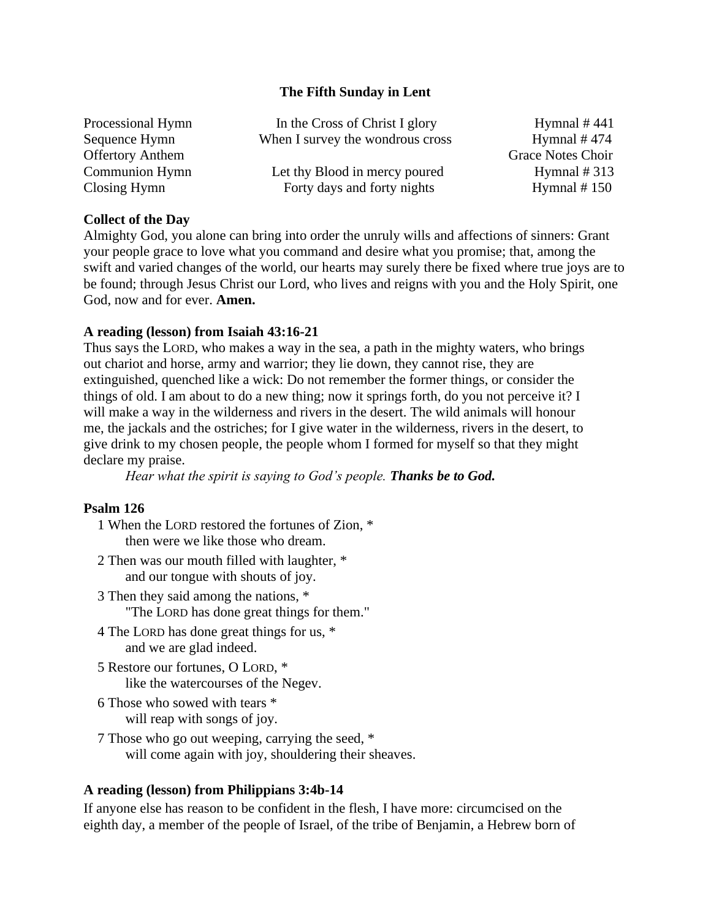# The Fifth Sunday in Lent

| | | |
|---|---|---|
| Processional Hymn | In the Cross of Christ I glory | Hymnal # 441 |
| Sequence Hymn | When I survey the wondrous cross | Hymnal # 474 |
| Offertory Anthem | | Grace Notes Choir |
| Communion Hymn | Let thy Blood in mercy poured | Hymnal # 313 |
| Closing Hymn | Forty days and forty nights | Hymnal # 150 |

**Collect of the Day**
Almighty God, you alone can bring into order the unruly wills and affections of sinners: Grant your people grace to love what you command and desire what you promise; that, among the swift and varied changes of the world, our hearts may surely there be fixed where true joys are to be found; through Jesus Christ our Lord, who lives and reigns with you and the Holy Spirit, one God, now and for ever. **Amen.**

**A reading (lesson) from Isaiah 43:16-21**
Thus says the LORD, who makes a way in the sea, a path in the mighty waters, who brings out chariot and horse, army and warrior; they lie down, they cannot rise, they are extinguished, quenched like a wick: Do not remember the former things, or consider the things of old. I am about to do a new thing; now it springs forth, do you not perceive it? I will make a way in the wilderness and rivers in the desert. The wild animals will honour me, the jackals and the ostriches; for I give water in the wilderness, rivers in the desert, to give drink to my chosen people, the people whom I formed for myself so that they might declare my praise.

*Hear what the spirit is saying to God's people.* ***Thanks be to God.***

**Psalm 126**

1 When the LORD restored the fortunes of Zion, *
then were we like those who dream.

2 Then was our mouth filled with laughter, *
and our tongue with shouts of joy.

3 Then they said among the nations, *
"The LORD has done great things for them."

4 The LORD has done great things for us, *
and we are glad indeed.

5 Restore our fortunes, O LORD, *
like the watercourses of the Negev.

6 Those who sowed with tears *
will reap with songs of joy.

7 Those who go out weeping, carrying the seed, *
will come again with joy, shouldering their sheaves.

**A reading (lesson) from Philippians 3:4b-14**
If anyone else has reason to be confident in the flesh, I have more: circumcised on the eighth day, a member of the people of Israel, of the tribe of Benjamin, a Hebrew born of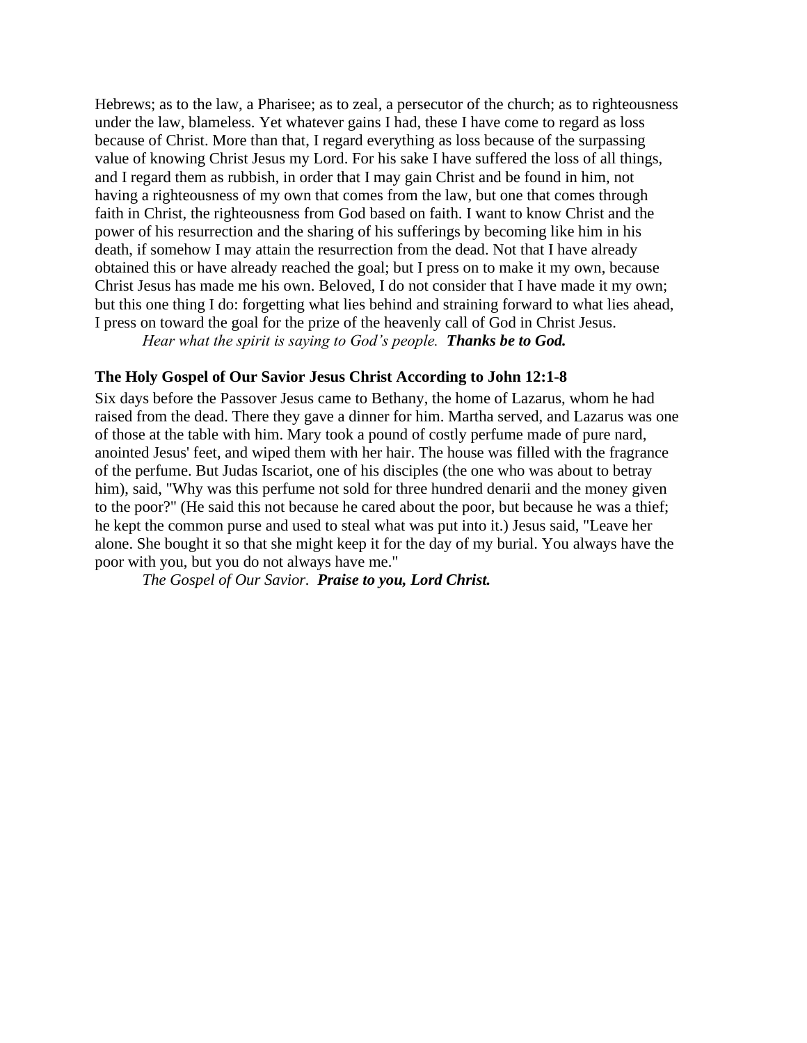Hebrews; as to the law, a Pharisee; as to zeal, a persecutor of the church; as to righteousness under the law, blameless. Yet whatever gains I had, these I have come to regard as loss because of Christ. More than that, I regard everything as loss because of the surpassing value of knowing Christ Jesus my Lord. For his sake I have suffered the loss of all things, and I regard them as rubbish, in order that I may gain Christ and be found in him, not having a righteousness of my own that comes from the law, but one that comes through faith in Christ, the righteousness from God based on faith. I want to know Christ and the power of his resurrection and the sharing of his sufferings by becoming like him in his death, if somehow I may attain the resurrection from the dead. Not that I have already obtained this or have already reached the goal; but I press on to make it my own, because Christ Jesus has made me his own. Beloved, I do not consider that I have made it my own; but this one thing I do: forgetting what lies behind and straining forward to what lies ahead, I press on toward the goal for the prize of the heavenly call of God in Christ Jesus.

*Hear what the spirit is saying to God's people.* ***Thanks be to God.***

**The Holy Gospel of Our Savior Jesus Christ According to John 12:1-8**

Six days before the Passover Jesus came to Bethany, the home of Lazarus, whom he had raised from the dead. There they gave a dinner for him. Martha served, and Lazarus was one of those at the table with him. Mary took a pound of costly perfume made of pure nard, anointed Jesus' feet, and wiped them with her hair. The house was filled with the fragrance of the perfume. But Judas Iscariot, one of his disciples (the one who was about to betray him), said, "Why was this perfume not sold for three hundred denarii and the money given to the poor?" (He said this not because he cared about the poor, but because he was a thief; he kept the common purse and used to steal what was put into it.) Jesus said, "Leave her alone. She bought it so that she might keep it for the day of my burial. You always have the poor with you, but you do not always have me."

*The Gospel of Our Savior.* ***Praise to you, Lord Christ.***